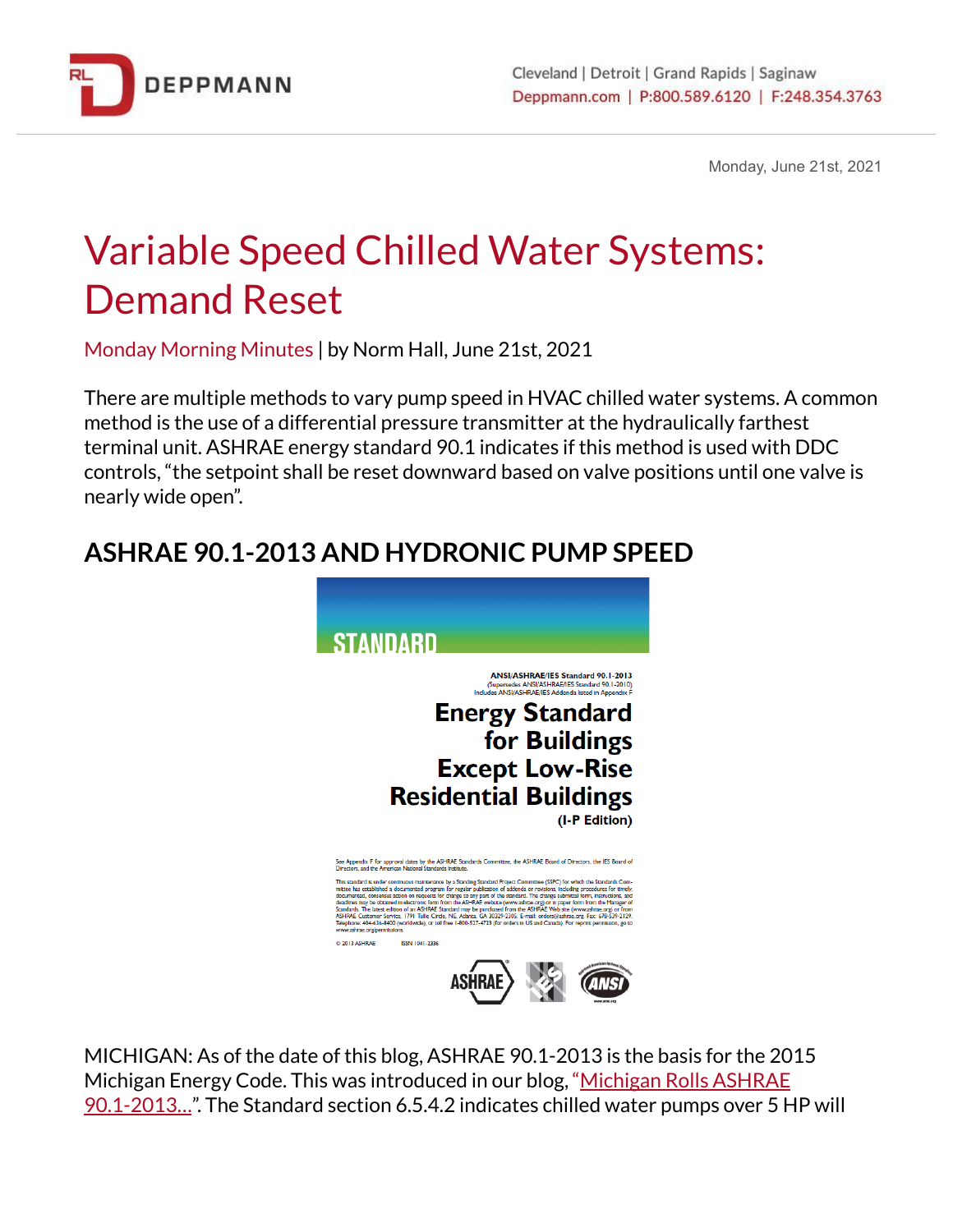Monday, June 21st, 2021

# Variable Speed Chilled Water Systems: Demand Reset

Monday Morning Minutes | by Norm Hall, June 21st, 2021

There are multiple methods to vary pump speed in HVAC chilled water systems. A common method is the use of a differential pressure transmitter at the hydraulically farthest terminal unit. ASHRAE energy standard 90.1 indicates if this method is used with DDC controls, "the setpoint shall be reset downward based on valve positions until one valve is nearly wide open".

## ASHRAE 90.1-2013 AND HYDRONIC PUMP SPEED

MICHIGAN: As of the date of this blog, ASHRAE 90.1-2013 is the basis for the 2015 Michigan Energy Code. This was introduced in our blog, "Michigan Rolls ASHRAE 90.1-2013...". The Standard section 6.5.4.2 indicates chilled water pumps over 5 HP will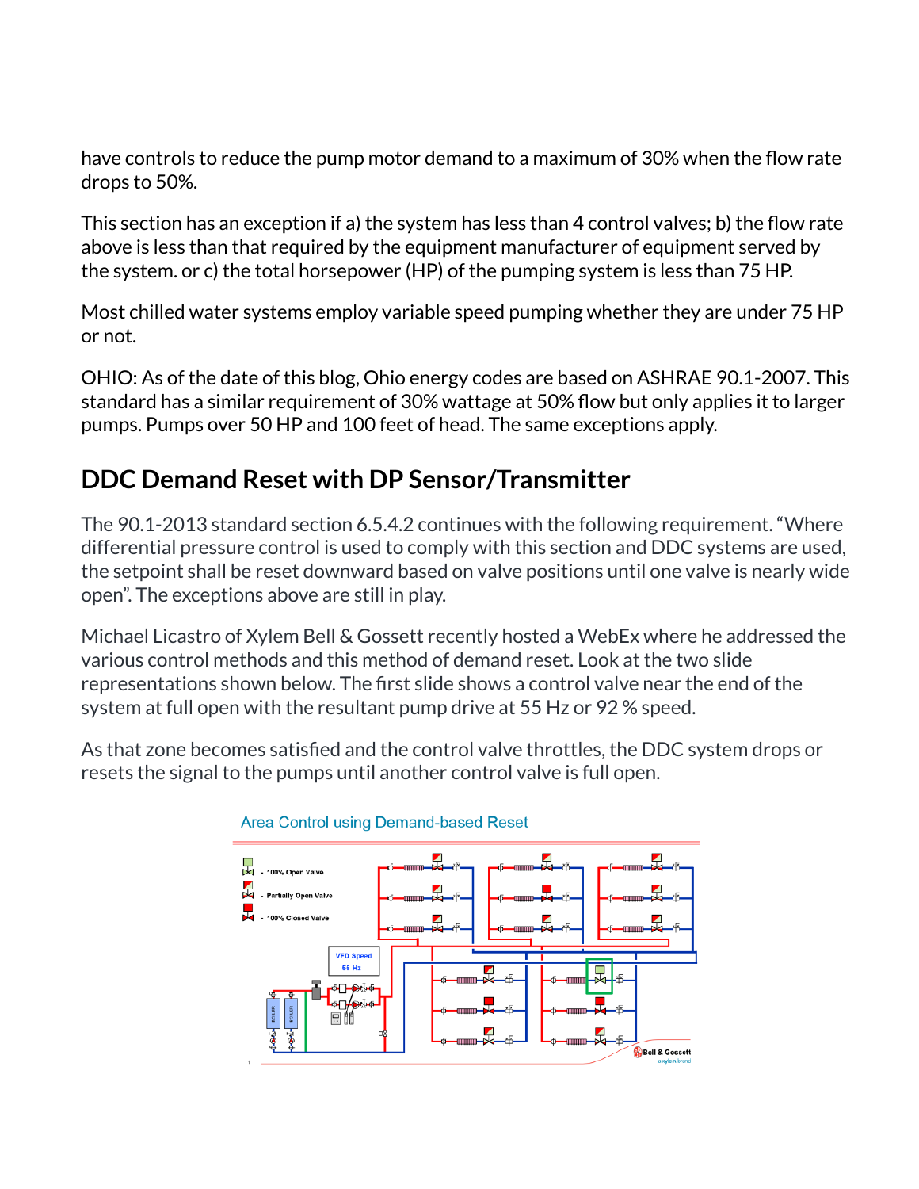have controls to reduce the pump motor demand to a maximum of 30% when the flow rate drops to 50%.

This section has an exception if a) the system has less than 4 control valves; b) the flow rate above is less than that required by the equipment manufacturer of equipment served by the system. or c) the total horsepower (HP) of the pumping system is less than 75 HP.

Most chilled water systems employ variable speed pumping whether they are under 75 HP or not.

OHIO: As of the date of this blog, Ohio energy codes are based on ASHRAE 90.1-2007. This standard has a similar requirement of 30% wattage at 50% flow but only applies it to larger pumps. Pumps over 50 HP and 100 feet of head. The same exceptions apply.

## DDC Demand Reset with DP Sensor/Transmitter

The 90.1-2013 standard section 6.5.4.2 continues with the following requirement. "Where differential pressure control is used to comply with this section and DDC systems are used, the setpoint shall be reset downward based on valve positions until one valve is nearly wide open". The exceptions above are still in play.

Michael Licastro of Xylem Bell & Gossett recently hosted a WebEx where he addressed the various control methods and this method of demand reset. Look at the two slide representations shown below. The first slide shows a control valve near the end of the system at full open with the resultant pump drive at 55 Hz or 92 % speed.

As that zone becomes satisfied and the control valve throttles, the DDC system drops or resets the signal to the pumps until another control valve is full open.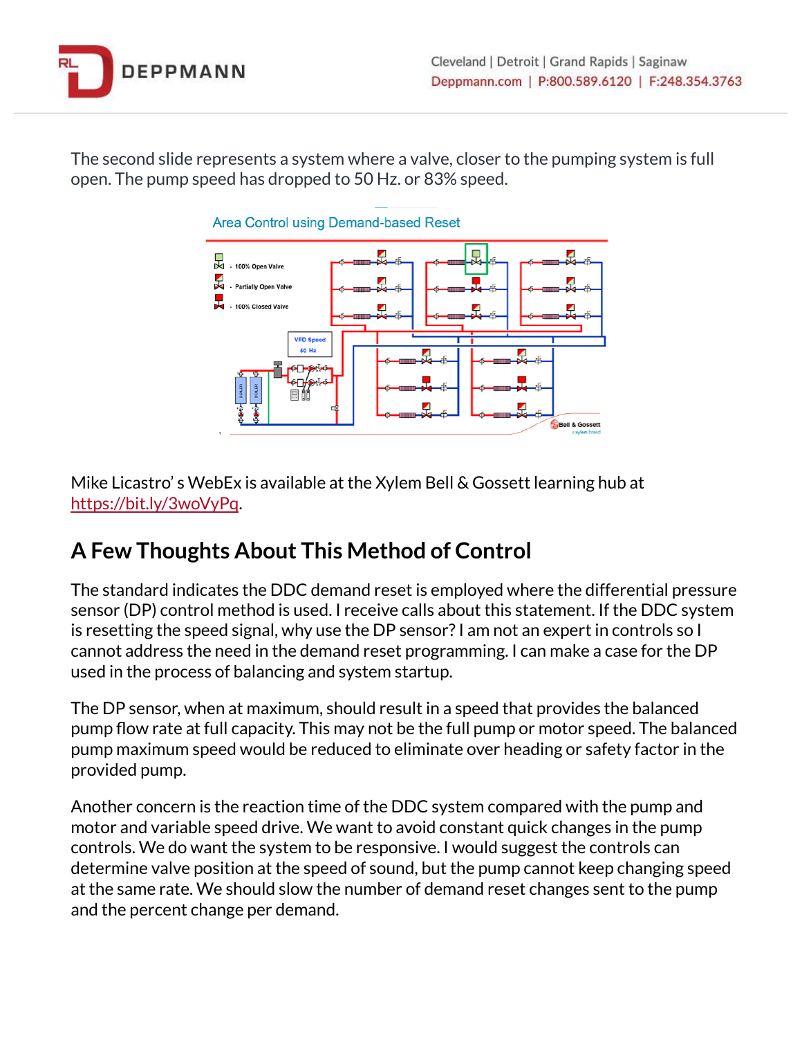The second slide represents a system where a valve, closer to the pumping system is full open. The pump speed has dropped to 50 Hz. or 83% speed.

Mike Licastro' s WebEx is available at the Xylem Bell & Gossett learning hub at https://bit.ly/3woVyPq.

## A Few Thoughts About This Method of Control

The standard indicates the DDC demand reset is employed where the differential pressure sensor (DP) control method is used. I receive calls about this statement. If the DDC system is resetting the speed signal, why use the DP sensor? I am not an expert in controls so I cannot address the need in the demand reset programming. I can make a case for the DP used in the process of balancing and system startup.

The DP sensor, when at maximum, should result in a speed that provides the balanced pump flow rate at full capacity. This may not be the full pump or motor speed. The balanced pump maximum speed would be reduced to eliminate over heading or safety factor in the provided pump.

Another concern is the reaction time of the DDC system compared with the pump and motor and variable speed drive. We want to avoid constant quick changes in the pump controls. We do want the system to be responsive. I would suggest the controls can determine valve position at the speed of sound, but the pump cannot keep changing speed at the same rate. We should slow the number of demand reset changes sent to the pump and the percent change per demand.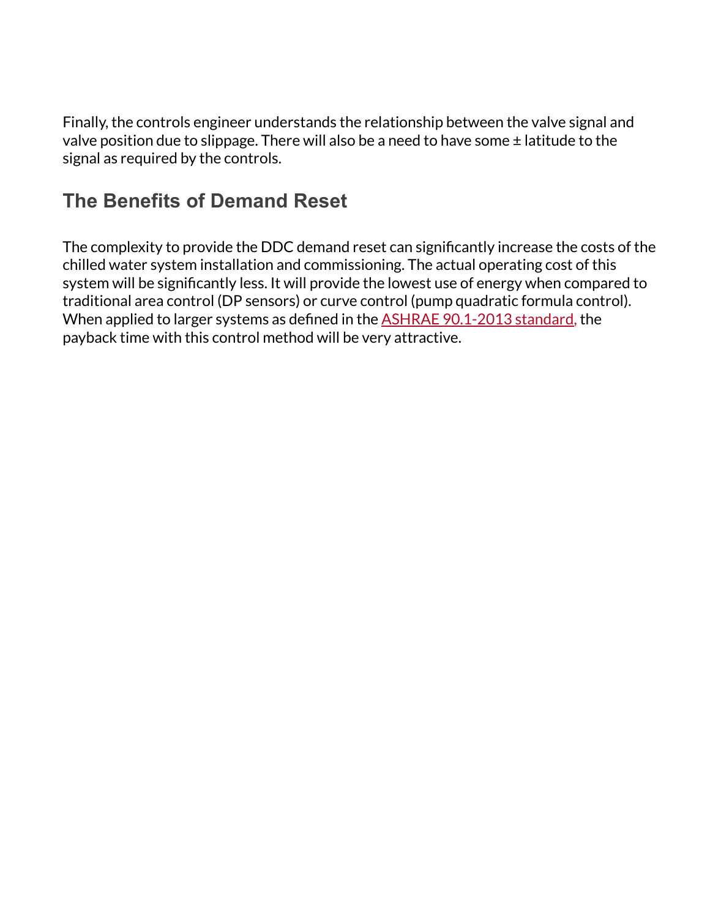Finally, the controls engineer understands the relationship between the valve signal and valve position due to slippage. There will also be a need to have some ± latitude to the signal as required by the controls.

## The Benefits of Demand Reset

The complexity to provide the DDC demand reset can significantly increase the costs of the chilled water system installation and commissioning. The actual operating cost of this system will be significantly less. It will provide the lowest use of energy when compared to traditional area control (DP sensors) or curve control (pump quadratic formula control). When applied to larger systems as defined in the ASHRAE 90.1-2013 standard, the payback time with this control method will be very attractive.